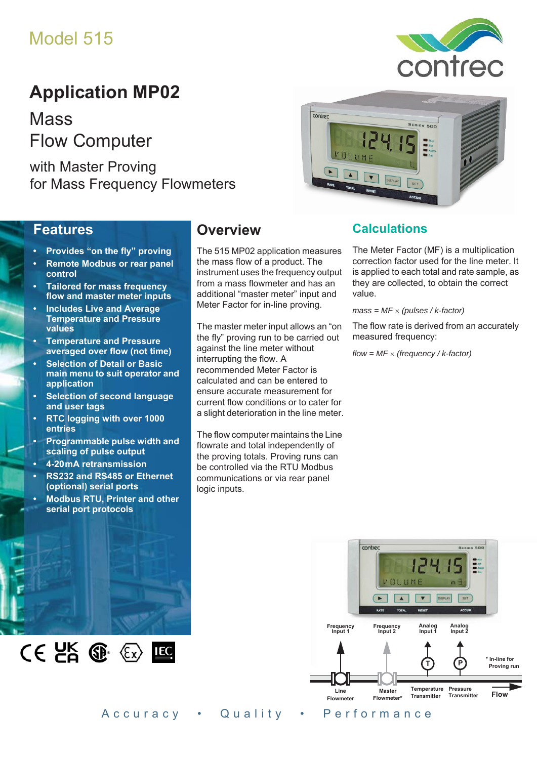# Model 515

## Application MP02

# Mass Flow Computer

### with Master Proving for Mass Frequency Flowmeters

## Features

- **Provides "on the fly" proving**
- **Remote Modbus or rear panel control**
- **Tailored for mass frequency flow and master meter inputs**
- **Includes Live and Average Temperature and Pressure values**
- **Temperature and Pressure averaged over flow (not time)**
- **Selection of Detail or Basic main menu to suit operator and application**
- **Selection of second language and user tags**
- **RTC logging with over 1000 entries**
- **Programmable pulse width and scaling of pulse output**
- **4-20mA retransmission**
- **RS232 and RS485 or Ethernet (optional) serial ports**
- **Modbus RTU, Printer and other serial port protocols**

## Overview

The 515 MP02 application measures the mass flow of a product. The instrument uses the frequency output from a mass flowmeter and has an additional "master meter" input and Meter Factor for in-line proving.

The master meter input allows an "on the fly" proving run to be carried out against the line meter without interrupting the flow. A recommended Meter Factor is calculated and can be entered to ensure accurate measurement for current flow conditions or to cater for a slight deterioration in the line meter.

The flow computer maintains the Line flowrate and total independently of the proving totals. Proving runs can be controlled via the RTU Modbus communications or via rear panel logic inputs.

## Calculations

The Meter Factor (MF) is a multiplication correction factor used for the line meter. It is applied to each total and rate sample, as they are collected, to obtain the correct value.

*mass = MF × (pulses / k-factor)*

The flow rate is derived from an accurately measured frequency:

*flow = MF × (frequency / k-factor)*

Frequency Input 1 — Frequency Input 2 — Analog Input 1 — Analog Input 2

Line Flowmeter — Master Flowmeter* — Temperature Transmitter — Pressure Transmitter — Flow

\* In-line for Proving run

Accuracy • Quality • Performance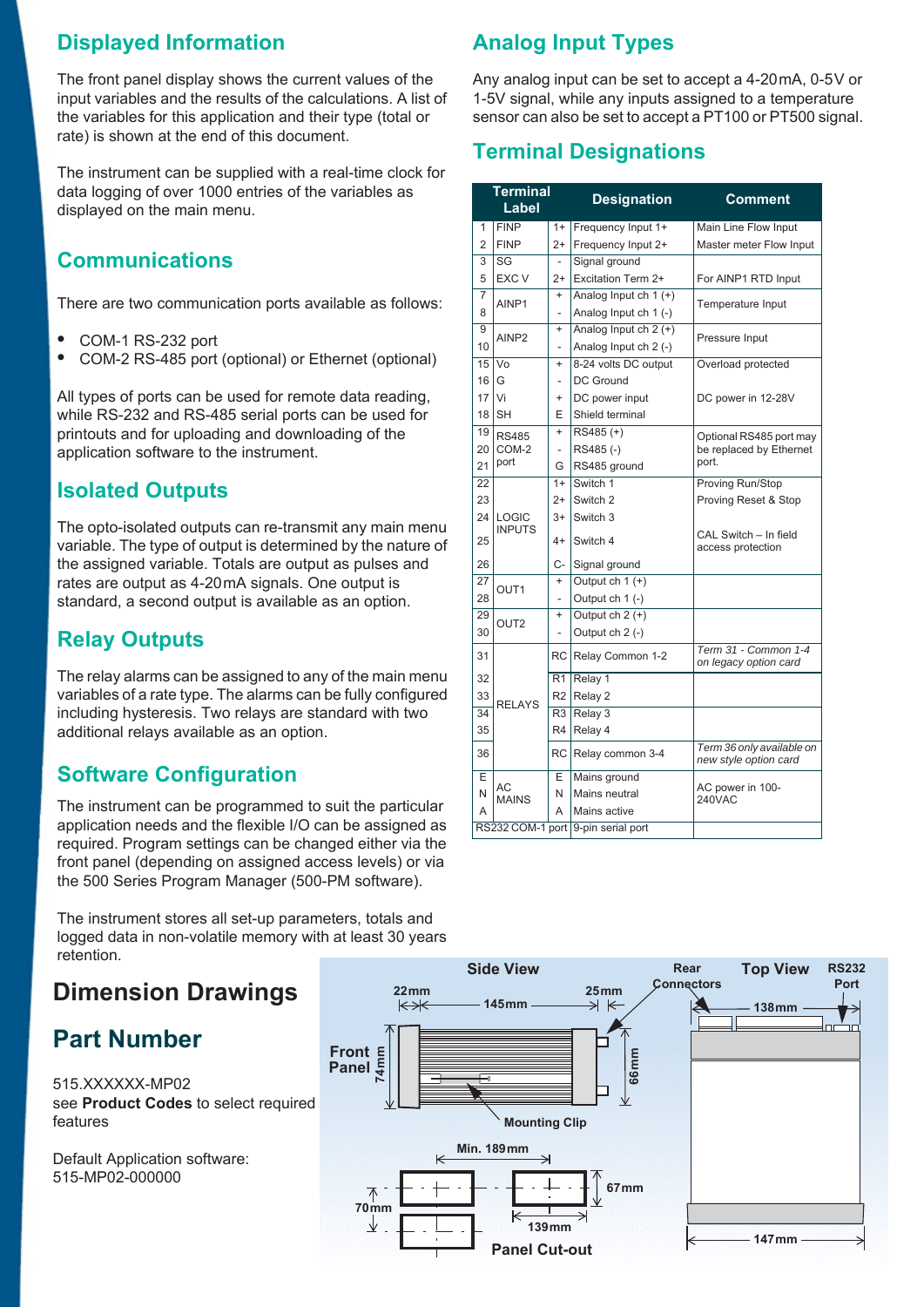## Displayed Information

The front panel display shows the current values of the input variables and the results of the calculations. A list of the variables for this application and their type (total or rate) is shown at the end of this document.

The instrument can be supplied with a real-time clock for data logging of over 1000 entries of the variables as displayed on the main menu.

## Communications

There are two communication ports available as follows:

- COM-1 RS-232 port
- COM-2 RS-485 port (optional) or Ethernet (optional)

All types of ports can be used for remote data reading, while RS-232 and RS-485 serial ports can be used for printouts and for uploading and downloading of the application software to the instrument.

## Isolated Outputs

The opto-isolated outputs can re-transmit any main menu variable. The type of output is determined by the nature of the assigned variable. Totals are output as pulses and rates are output as 4-20mA signals. One output is standard, a second output is available as an option.

## Relay Outputs

The relay alarms can be assigned to any of the main menu variables of a rate type. The alarms can be fully configured including hysteresis. Two relays are standard with two additional relays available as an option.

## Software Configuration

The instrument can be programmed to suit the particular application needs and the flexible I/O can be assigned as required. Program settings can be changed either via the front panel (depending on assigned access levels) or via the 500 Series Program Manager (500-PM software).

The instrument stores all set-up parameters, totals and logged data in non-volatile memory with at least 30 years retention.

## Analog Input Types

Any analog input can be set to accept a 4-20mA, 0-5V or 1-5V signal, while any inputs assigned to a temperature sensor can also be set to accept a PT100 or PT500 signal.

## Terminal Designations

| Terminal | Label | | Designation | Comment |
|---|---|---|---|---|
| 1 | FINP | 1+ | Frequency Input 1+ | Main Line Flow Input |
| 2 | FINP | 2+ | Frequency Input 2+ | Master meter Flow Input |
| 3 | SG | - | Signal ground | |
| 5 | EXC V | 2+ | Excitation Term 2+ | For AINP1 RTD Input |
| 7 | AINP1 | + | Analog Input ch 1 (+) | Temperature Input |
| 8 | | - | Analog Input ch 1 (-) | |
| 9 | AINP2 | + | Analog Input ch 2 (+) | Pressure Input |
| 10 | | - | Analog Input ch 2 (-) | |
| 15 | Vo | + | 8-24 volts DC output | Overload protected |
| 16 | G | - | DC Ground | |
| 17 | Vi | + | DC power input | DC power in 12-28V |
| 18 | SH | E | Shield terminal | |
| 19 | RS485 COM-2 port | + | RS485 (+) | Optional RS485 port may be replaced by Ethernet port. |
| 20 | | - | RS485 (-) | |
| 21 | | G | RS485 ground | |
| 22 | LOGIC INPUTS | 1+ | Switch 1 | Proving Run/Stop |
| 23 | | 2+ | Switch 2 | Proving Reset & Stop |
| 24 | | 3+ | Switch 3 | |
| 25 | | 4+ | Switch 4 | CAL Switch – In field access protection |
| 26 | | C- | Signal ground | |
| 27 | OUT1 | + | Output ch 1 (+) | |
| 28 | | - | Output ch 1 (-) | |
| 29 | OUT2 | + | Output ch 2 (+) | |
| 30 | | - | Output ch 2 (-) | |
| 31 | RELAYS | RC | Relay Common 1-2 | *Term 31 - Common 1-4 on legacy option card* |
| 32 | | R1 | Relay 1 | |
| 33 | | R2 | Relay 2 | |
| 34 | | R3 | Relay 3 | |
| 35 | | R4 | Relay 4 | |
| 36 | | RC | Relay common 3-4 | *Term 36 only available on new style option card* |
| E | AC MAINS | E | Mains ground | AC power in 100-240VAC |
| N | | N | Mains neutral | |
| A | | A | Mains active | |
| RS232 COM-1 port | | | 9-pin serial port | |

# Dimension Drawings

Side View: Front Panel 74mm; 22mm; 145mm; 25mm; 66mm; Mounting Clip; Rear Connectors

Top View: 138mm; RS232 Port; 147mm

Panel Cut-out: Min. 189mm; 70mm; 67mm; 139mm

# Part Number

515.XXXXXX-MP02
see **Product Codes** to select required features

Default Application software:
515-MP02-000000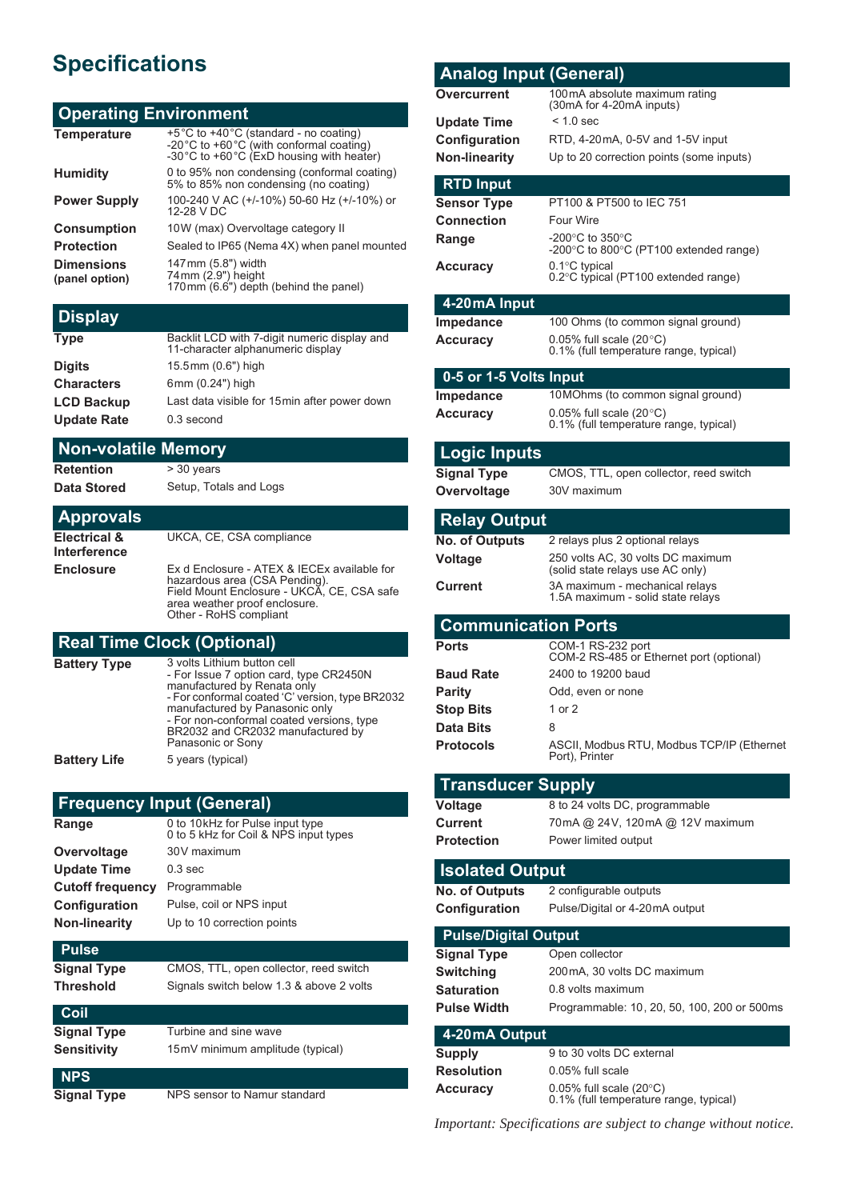# Specifications

## Operating Environment

| | |
|---|---|
| **Temperature** | +5°C to +40°C (standard - no coating)<br>-20°C to +60°C (with conformal coating)<br>-30°C to +60°C (ExD housing with heater) |
| **Humidity** | 0 to 95% non condensing (conformal coating)<br>5% to 85% non condensing (no coating) |
| **Power Supply** | 100-240 V AC (+/-10%) 50-60 Hz (+/-10%) or 12-28 V DC |
| **Consumption** | 10W (max) Overvoltage category II |
| **Protection** | Sealed to IP65 (Nema 4X) when panel mounted |
| **Dimensions (panel option)** | 147mm (5.8") width<br>74mm (2.9") height<br>170mm (6.6") depth (behind the panel) |

## Display

| | |
|---|---|
| **Type** | Backlit LCD with 7-digit numeric display and 11-character alphanumeric display |
| **Digits** | 15.5mm (0.6") high |
| **Characters** | 6mm (0.24") high |
| **LCD Backup** | Last data visible for 15min after power down |
| **Update Rate** | 0.3 second |

## Non-volatile Memory

| | |
|---|---|
| **Retention** | > 30 years |
| **Data Stored** | Setup, Totals and Logs |

## Approvals

| | |
|---|---|
| **Electrical & Interference** | UKCA, CE, CSA compliance |
| **Enclosure** | Ex d Enclosure - ATEX & IECEx available for hazardous area (CSA Pending).<br>Field Mount Enclosure - UKCA, CE, CSA safe area weather proof enclosure.<br>Other - RoHS compliant |

## Real Time Clock (Optional)

| | |
|---|---|
| **Battery Type** | 3 volts Lithium button cell<br>- For Issue 7 option card, type CR2450N manufactured by Renata only<br>- For conformal coated 'C' version, type BR2032 manufactured by Panasonic only<br>- For non-conformal coated versions, type BR2032 and CR2032 manufactured by Panasonic or Sony |
| **Battery Life** | 5 years (typical) |

## Frequency Input (General)

| | |
|---|---|
| **Range** | 0 to 10kHz for Pulse input type<br>0 to 5 kHz for Coil & NPS input types |
| **Overvoltage** | 30V maximum |
| **Update Time** | 0.3 sec |
| **Cutoff frequency** | Programmable |
| **Configuration** | Pulse, coil or NPS input |
| **Non-linearity** | Up to 10 correction points |

### Pulse

| | |
|---|---|
| **Signal Type** | CMOS, TTL, open collector, reed switch |
| **Threshold** | Signals switch below 1.3 & above 2 volts |

### Coil

| | |
|---|---|
| **Signal Type** | Turbine and sine wave |
| **Sensitivity** | 15mV minimum amplitude (typical) |

### NPS

| | |
|---|---|
| **Signal Type** | NPS sensor to Namur standard |

## Analog Input (General)

| | |
|---|---|
| **Overcurrent** | 100mA absolute maximum rating (30mA for 4-20mA inputs) |
| **Update Time** | < 1.0 sec |
| **Configuration** | RTD, 4-20mA, 0-5V and 1-5V input |
| **Non-linearity** | Up to 20 correction points (some inputs) |

### RTD Input

| | |
|---|---|
| **Sensor Type** | PT100 & PT500 to IEC 751 |
| **Connection** | Four Wire |
| **Range** | -200°C to 350°C<br>-200°C to 800°C (PT100 extended range) |
| **Accuracy** | 0.1°C typical<br>0.2°C typical (PT100 extended range) |

### 4-20mA Input

| | |
|---|---|
| **Impedance** | 100 Ohms (to common signal ground) |
| **Accuracy** | 0.05% full scale (20°C)<br>0.1% (full temperature range, typical) |

### 0-5 or 1-5 Volts Input

| | |
|---|---|
| **Impedance** | 10MOhms (to common signal ground) |
| **Accuracy** | 0.05% full scale (20°C)<br>0.1% (full temperature range, typical) |

## Logic Inputs

| | |
|---|---|
| **Signal Type** | CMOS, TTL, open collector, reed switch |
| **Overvoltage** | 30V maximum |

## Relay Output

| | |
|---|---|
| **No. of Outputs** | 2 relays plus 2 optional relays |
| **Voltage** | 250 volts AC, 30 volts DC maximum (solid state relays use AC only) |
| **Current** | 3A maximum - mechanical relays<br>1.5A maximum - solid state relays |

## Communication Ports

| | |
|---|---|
| **Ports** | COM-1 RS-232 port<br>COM-2 RS-485 or Ethernet port (optional) |
| **Baud Rate** | 2400 to 19200 baud |
| **Parity** | Odd, even or none |
| **Stop Bits** | 1 or 2 |
| **Data Bits** | 8 |
| **Protocols** | ASCII, Modbus RTU, Modbus TCP/IP (Ethernet Port), Printer |

## Transducer Supply

| | |
|---|---|
| **Voltage** | 8 to 24 volts DC, programmable |
| **Current** | 70mA @ 24V, 120mA @ 12V maximum |
| **Protection** | Power limited output |

## Isolated Output

| | |
|---|---|
| **No. of Outputs** | 2 configurable outputs |
| **Configuration** | Pulse/Digital or 4-20mA output |

### Pulse/Digital Output

| | |
|---|---|
| **Signal Type** | Open collector |
| **Switching** | 200mA, 30 volts DC maximum |
| **Saturation** | 0.8 volts maximum |
| **Pulse Width** | Programmable: 10, 20, 50, 100, 200 or 500ms |

### 4-20mA Output

| | |
|---|---|
| **Supply** | 9 to 30 volts DC external |
| **Resolution** | 0.05% full scale |
| **Accuracy** | 0.05% full scale (20°C)<br>0.1% (full temperature range, typical) |

*Important: Specifications are subject to change without notice.*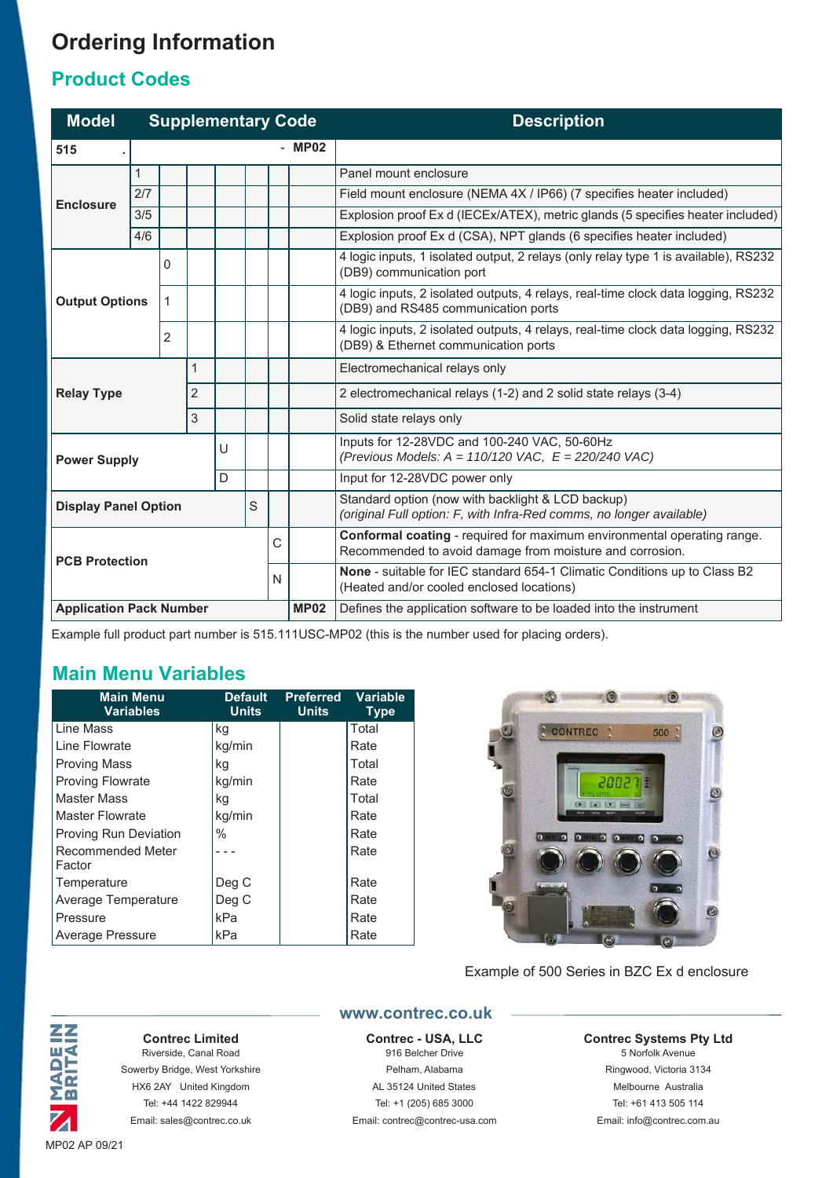# Ordering Information

## Product Codes

| Model | Supplementary Code | | | | | | | Description |
|---|---|---|---|---|---|---|---|---|
| 515 | . | | | | | | - MP02 | |
| Enclosure | 1 | | | | | | | Panel mount enclosure |
| | 2/7 | | | | | | | Field mount enclosure (NEMA 4X / IP66) (7 specifies heater included) |
| | 3/5 | | | | | | | Explosion proof Ex d (IECEx/ATEX), metric glands (5 specifies heater included) |
| | 4/6 | | | | | | | Explosion proof Ex d (CSA), NPT glands (6 specifies heater included) |
| Output Options | | 0 | | | | | | 4 logic inputs, 1 isolated output, 2 relays (only relay type 1 is available), RS232 (DB9) communication port |
| | | 1 | | | | | | 4 logic inputs, 2 isolated outputs, 4 relays, real-time clock data logging, RS232 (DB9) and RS485 communication ports |
| | | 2 | | | | | | 4 logic inputs, 2 isolated outputs, 4 relays, real-time clock data logging, RS232 (DB9) & Ethernet communication ports |
| Relay Type | | | 1 | | | | | Electromechanical relays only |
| | | | 2 | | | | | 2 electromechanical relays (1-2) and 2 solid state relays (3-4) |
| | | | 3 | | | | | Solid state relays only |
| Power Supply | | | | U | | | | Inputs for 12-28VDC and 100-240 VAC, 50-60Hz *(Previous Models: A = 110/120 VAC, E = 220/240 VAC)* |
| | | | | D | | | | Input for 12-28VDC power only |
| Display Panel Option | | | | | S | | | Standard option (now with backlight & LCD backup) *(original Full option: F, with Infra-Red comms, no longer available)* |
| PCB Protection | | | | | | C | | **Conformal coating** - required for maximum environmental operating range. Recommended to avoid damage from moisture and corrosion. |
| | | | | | | N | | **None** - suitable for IEC standard 654-1 Climatic Conditions up to Class B2 (Heated and/or cooled enclosed locations) |
| Application Pack Number | | | | | | | MP02 | Defines the application software to be loaded into the instrument |

Example full product part number is 515.111USC-MP02 (this is the number used for placing orders).

## Main Menu Variables

| Main Menu Variables | Default Units | Preferred Units | Variable Type |
|---|---|---|---|
| Line Mass | kg | | Total |
| Line Flowrate | kg/min | | Rate |
| Proving Mass | kg | | Total |
| Proving Flowrate | kg/min | | Rate |
| Master Mass | kg | | Total |
| Master Flowrate | kg/min | | Rate |
| Proving Run Deviation | % | | Rate |
| Recommended Meter Factor | - - - | | Rate |
| Temperature | Deg C | | Rate |
| Average Temperature | Deg C | | Rate |
| Pressure | kPa | | Rate |
| Average Pressure | kPa | | Rate |

Example of 500 Series in BZC Ex d enclosure

www.contrec.co.uk

**Contrec Limited**
Riverside, Canal Road
Sowerby Bridge, West Yorkshire
HX6 2AY United Kingdom
Tel: +44 1422 829944
Email: sales@contrec.co.uk

**Contrec - USA, LLC**
916 Belcher Drive
Pelham, Alabama
AL 35124 United States
Tel: +1 (205) 685 3000
Email: contrec@contrec-usa.com

**Contrec Systems Pty Ltd**
5 Norfolk Avenue
Ringwood, Victoria 3134
Melbourne Australia
Tel: +61 413 505 114
Email: info@contrec.com.au

MADE IN BRITAIN

MP02 AP 09/21